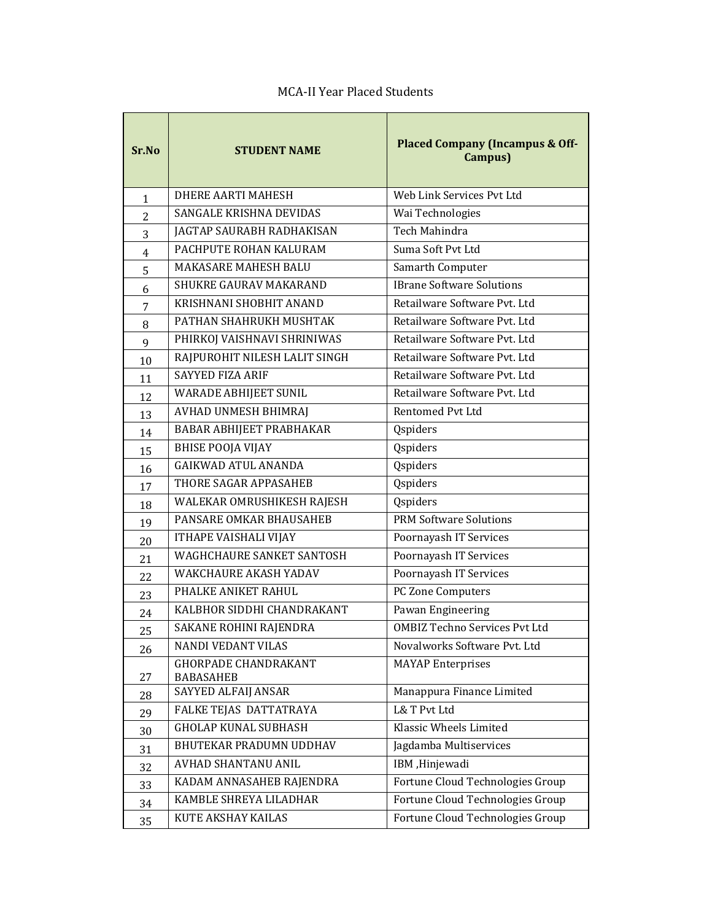MCA-II Year Placed Students

| Sr.No | STUDENT NAME | Placed Company (Incampus & Off-Campus) |
|---|---|---|
| 1 | DHERE AARTI MAHESH | Web Link Services Pvt Ltd |
| 2 | SANGALE KRISHNA DEVIDAS | Wai Technologies |
| 3 | JAGTAP SAURABH RADHAKISAN | Tech Mahindra |
| 4 | PACHPUTE ROHAN KALURAM | Suma Soft Pvt Ltd |
| 5 | MAKASARE MAHESH BALU | Samarth Computer |
| 6 | SHUKRE GAURAV MAKARAND | IBrane Software Solutions |
| 7 | KRISHNANI SHOBHIT ANAND | Retailware Software Pvt. Ltd |
| 8 | PATHAN SHAHRUKH MUSHTAK | Retailware Software Pvt. Ltd |
| 9 | PHIRKOJ VAISHNAVI SHRINIWAS | Retailware Software Pvt. Ltd |
| 10 | RAJPUROHIT NILESH LALIT SINGH | Retailware Software Pvt. Ltd |
| 11 | SAYYED FIZA ARIF | Retailware Software Pvt. Ltd |
| 12 | WARADE ABHIJEET SUNIL | Retailware Software Pvt. Ltd |
| 13 | AVHAD UNMESH BHIMRAJ | Rentomed Pvt Ltd |
| 14 | BABAR ABHIJEET PRABHAKAR | Qspiders |
| 15 | BHISE POOJA VIJAY | Qspiders |
| 16 | GAIKWAD ATUL ANANDA | Qspiders |
| 17 | THORE SAGAR APPASAHEB | Qspiders |
| 18 | WALEKAR OMRUSHIKESH RAJESH | Qspiders |
| 19 | PANSARE OMKAR BHAUSAHEB | PRM Software Solutions |
| 20 | ITHAPE VAISHALI VIJAY | Poornayash IT Services |
| 21 | WAGHCHAURE SANKET SANTOSH | Poornayash IT Services |
| 22 | WAKCHAURE AKASH YADAV | Poornayash IT Services |
| 23 | PHALKE ANIKET RAHUL | PC Zone Computers |
| 24 | KALBHOR SIDDHI CHANDRAKANT | Pawan Engineering |
| 25 | SAKANE ROHINI RAJENDRA | OMBIZ Techno Services Pvt Ltd |
| 26 | NANDI VEDANT VILAS | Novalworks Software Pvt. Ltd |
| 27 | GHORPADE CHANDRAKANT BABASAHEB | MAYAP Enterprises |
| 28 | SAYYED ALFAIJ ANSAR | Manappura Finance Limited |
| 29 | FALKE TEJAS DATTATRAYA | L& T Pvt Ltd |
| 30 | GHOLAP KUNAL SUBHASH | Klassic Wheels Limited |
| 31 | BHUTEKAR PRADUMN UDDHAV | Jagdamba Multiservices |
| 32 | AVHAD SHANTANU ANIL | IBM ,Hinjewadi |
| 33 | KADAM ANNASAHEB RAJENDRA | Fortune Cloud Technologies Group |
| 34 | KAMBLE SHREYA LILADHAR | Fortune Cloud Technologies Group |
| 35 | KUTE AKSHAY KAILAS | Fortune Cloud Technologies Group |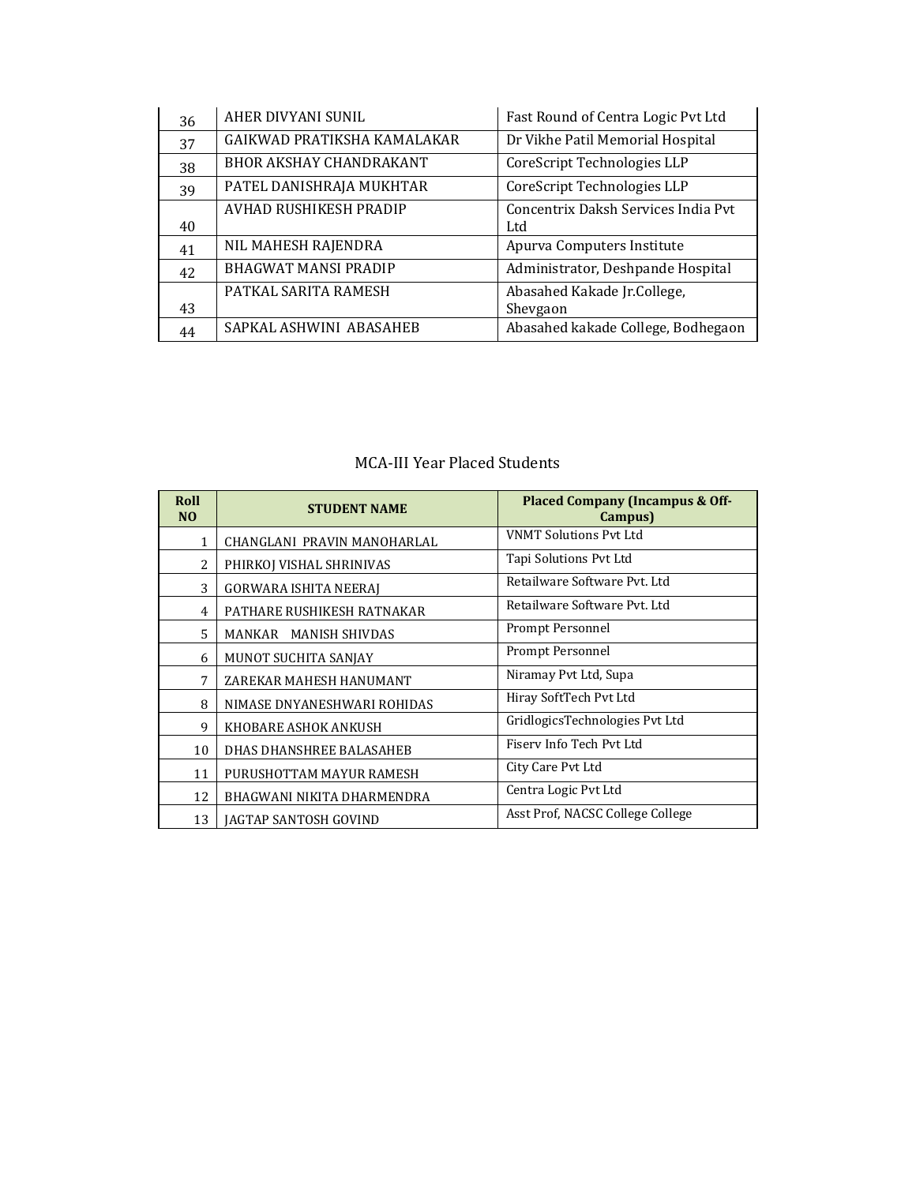| | | |
|---|---|---|
| 36 | AHER DIVYANI SUNIL | Fast Round of Centra Logic Pvt Ltd |
| 37 | GAIKWAD PRATIKSHA KAMALAKAR | Dr Vikhe Patil Memorial Hospital |
| 38 | BHOR AKSHAY CHANDRAKANT | CoreScript Technologies LLP |
| 39 | PATEL DANISHRAJA MUKHTAR | CoreScript Technologies LLP |
| 40 | AVHAD RUSHIKESH PRADIP | Concentrix Daksh Services India Pvt Ltd |
| 41 | NIL MAHESH RAJENDRA | Apurva Computers Institute |
| 42 | BHAGWAT MANSI PRADIP | Administrator, Deshpande Hospital |
| 43 | PATKAL SARITA RAMESH | Abasahed Kakade Jr.College, Shevgaon |
| 44 | SAPKAL ASHWINI ABASAHEB | Abasahed kakade College, Bodhegaon |

## MCA-III Year Placed Students

| Roll NO | STUDENT NAME | Placed Company (Incampus & Off-Campus) |
|---|---|---|
| 1 | CHANGLANI PRAVIN MANOHARLAL | VNMT Solutions Pvt Ltd |
| 2 | PHIRKOJ VISHAL SHRINIVAS | Tapi Solutions Pvt Ltd |
| 3 | GORWARA ISHITA NEERAJ | Retailware Software Pvt. Ltd |
| 4 | PATHARE RUSHIKESH RATNAKAR | Retailware Software Pvt. Ltd |
| 5 | MANKAR MANISH SHIVDAS | Prompt Personnel |
| 6 | MUNOT SUCHITA SANJAY | Prompt Personnel |
| 7 | ZAREKAR MAHESH HANUMANT | Niramay Pvt Ltd, Supa |
| 8 | NIMASE DNYANESHWARI ROHIDAS | Hiray SoftTech Pvt Ltd |
| 9 | KHOBARE ASHOK ANKUSH | GridlogicsTechnologies Pvt Ltd |
| 10 | DHAS DHANSHREE BALASAHEB | Fiserv Info Tech Pvt Ltd |
| 11 | PURUSHOTTAM MAYUR RAMESH | City Care Pvt Ltd |
| 12 | BHAGWANI NIKITA DHARMENDRA | Centra Logic Pvt Ltd |
| 13 | JAGTAP SANTOSH GOVIND | Asst Prof, NACSC College College |